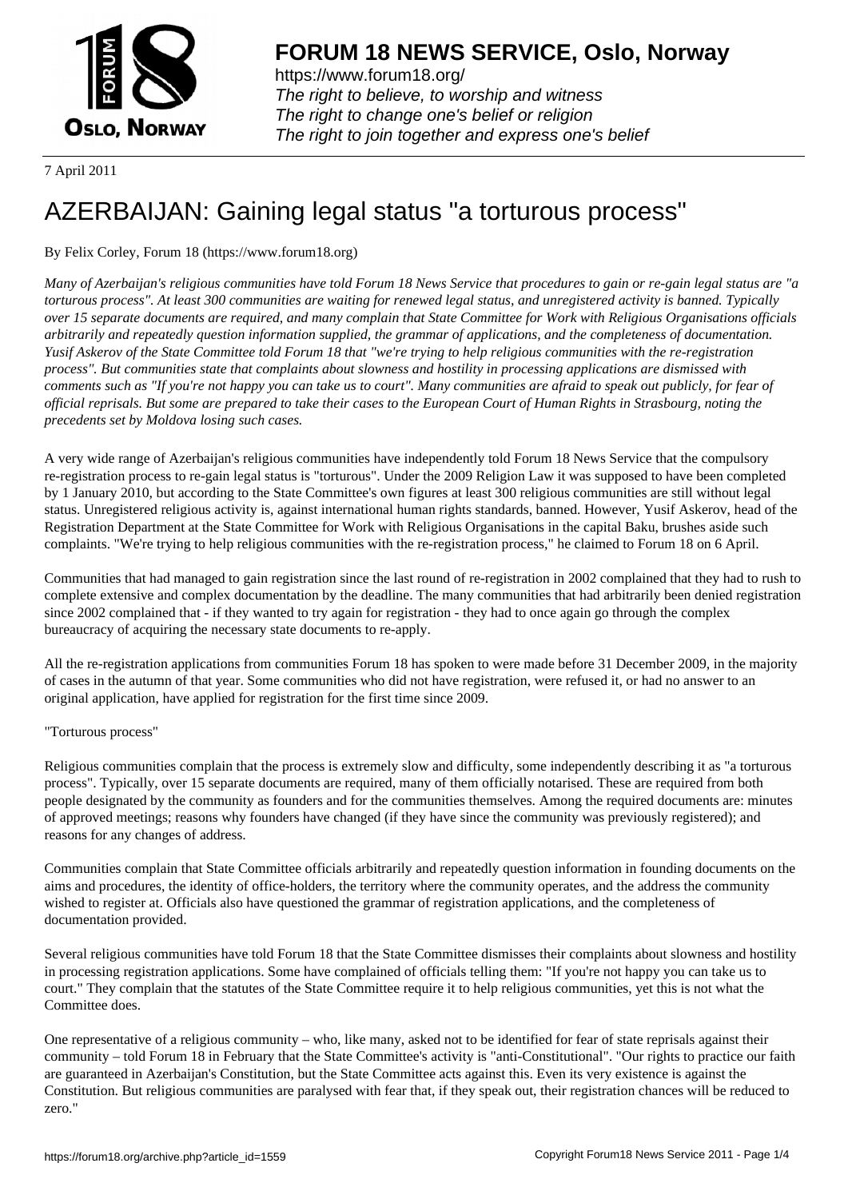# FORUM 18 NEWS SERVICE, Oslo, Norway

https://www.forum18.org/
*The right to believe, to worship and witness*
*The right to change one's belief or religion*
*The right to join together and express one's belief*

7 April 2011

# AZERBAIJAN: Gaining legal status "a torturous process"

By Felix Corley, Forum 18 (https://www.forum18.org)

*Many of Azerbaijan's religious communities have told Forum 18 News Service that procedures to gain or re-gain legal status are "a torturous process". At least 300 communities are waiting for renewed legal status, and unregistered activity is banned. Typically over 15 separate documents are required, and many complain that State Committee for Work with Religious Organisations officials arbitrarily and repeatedly question information supplied, the grammar of applications, and the completeness of documentation. Yusif Askerov of the State Committee told Forum 18 that "we're trying to help religious communities with the re-registration process". But communities state that complaints about slowness and hostility in processing applications are dismissed with comments such as "If you're not happy you can take us to court". Many communities are afraid to speak out publicly, for fear of official reprisals. But some are prepared to take their cases to the European Court of Human Rights in Strasbourg, noting the precedents set by Moldova losing such cases.*

A very wide range of Azerbaijan's religious communities have independently told Forum 18 News Service that the compulsory re-registration process to re-gain legal status is "torturous". Under the 2009 Religion Law it was supposed to have been completed by 1 January 2010, but according to the State Committee's own figures at least 300 religious communities are still without legal status. Unregistered religious activity is, against international human rights standards, banned. However, Yusif Askerov, head of the Registration Department at the State Committee for Work with Religious Organisations in the capital Baku, brushes aside such complaints. "We're trying to help religious communities with the re-registration process," he claimed to Forum 18 on 6 April.

Communities that had managed to gain registration since the last round of re-registration in 2002 complained that they had to rush to complete extensive and complex documentation by the deadline. The many communities that had arbitrarily been denied registration since 2002 complained that - if they wanted to try again for registration - they had to once again go through the complex bureaucracy of acquiring the necessary state documents to re-apply.

All the re-registration applications from communities Forum 18 has spoken to were made before 31 December 2009, in the majority of cases in the autumn of that year. Some communities who did not have registration, were refused it, or had no answer to an original application, have applied for registration for the first time since 2009.

"Torturous process"

Religious communities complain that the process is extremely slow and difficulty, some independently describing it as "a torturous process". Typically, over 15 separate documents are required, many of them officially notarised. These are required from both people designated by the community as founders and for the communities themselves. Among the required documents are: minutes of approved meetings; reasons why founders have changed (if they have since the community was previously registered); and reasons for any changes of address.

Communities complain that State Committee officials arbitrarily and repeatedly question information in founding documents on the aims and procedures, the identity of office-holders, the territory where the community operates, and the address the community wished to register at. Officials also have questioned the grammar of registration applications, and the completeness of documentation provided.

Several religious communities have told Forum 18 that the State Committee dismisses their complaints about slowness and hostility in processing registration applications. Some have complained of officials telling them: "If you're not happy you can take us to court." They complain that the statutes of the State Committee require it to help religious communities, yet this is not what the Committee does.

One representative of a religious community – who, like many, asked not to be identified for fear of state reprisals against their community – told Forum 18 in February that the State Committee's activity is "anti-Constitutional". "Our rights to practice our faith are guaranteed in Azerbaijan's Constitution, but the State Committee acts against this. Even its very existence is against the Constitution. But religious communities are paralysed with fear that, if they speak out, their registration chances will be reduced to zero."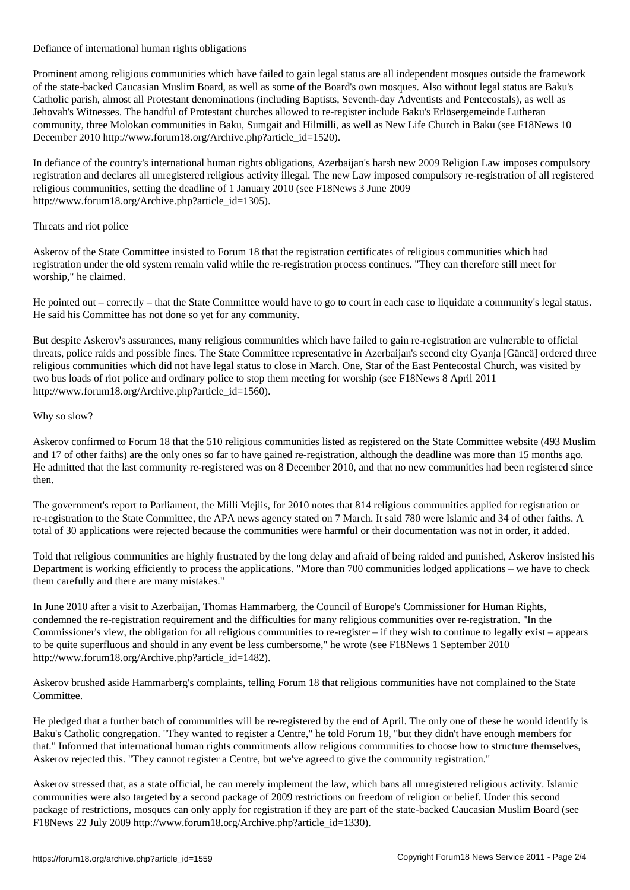## Defiance of international human rights obligations

Prominent among religious communities which have failed to gain legal status are all independent mosques outside the framework of the state-backed Caucasian Muslim Board, as well as some of the Board's own mosques. Also without legal status are Baku's Catholic parish, almost all Protestant denominations (including Baptists, Seventh-day Adventists and Pentecostals), as well as Jehovah's Witnesses. The handful of Protestant churches allowed to re-register include Baku's Erlösergemeinde Lutheran community, three Molokan communities in Baku, Sumgait and Hilmilli, as well as New Life Church in Baku (see F18News 10 December 2010 http://www.forum18.org/Archive.php?article_id=1520).

In defiance of the country's international human rights obligations, Azerbaijan's harsh new 2009 Religion Law imposes compulsory registration and declares all unregistered religious activity illegal. The new Law imposed compulsory re-registration of all registered religious communities, setting the deadline of 1 January 2010 (see F18News 3 June 2009 http://www.forum18.org/Archive.php?article_id=1305).

## Threats and riot police

Askerov of the State Committee insisted to Forum 18 that the registration certificates of religious communities which had registration under the old system remain valid while the re-registration process continues. "They can therefore still meet for worship," he claimed.

He pointed out – correctly – that the State Committee would have to go to court in each case to liquidate a community's legal status. He said his Committee has not done so yet for any community.

But despite Askerov's assurances, many religious communities which have failed to gain re-registration are vulnerable to official threats, police raids and possible fines. The State Committee representative in Azerbaijan's second city Gyanja [Gäncä] ordered three religious communities which did not have legal status to close in March. One, Star of the East Pentecostal Church, was visited by two bus loads of riot police and ordinary police to stop them meeting for worship (see F18News 8 April 2011 http://www.forum18.org/Archive.php?article_id=1560).

## Why so slow?

Askerov confirmed to Forum 18 that the 510 religious communities listed as registered on the State Committee website (493 Muslim and 17 of other faiths) are the only ones so far to have gained re-registration, although the deadline was more than 15 months ago. He admitted that the last community re-registered was on 8 December 2010, and that no new communities had been registered since then.

The government's report to Parliament, the Milli Mejlis, for 2010 notes that 814 religious communities applied for registration or re-registration to the State Committee, the APA news agency stated on 7 March. It said 780 were Islamic and 34 of other faiths. A total of 30 applications were rejected because the communities were harmful or their documentation was not in order, it added.

Told that religious communities are highly frustrated by the long delay and afraid of being raided and punished, Askerov insisted his Department is working efficiently to process the applications. "More than 700 communities lodged applications – we have to check them carefully and there are many mistakes."

In June 2010 after a visit to Azerbaijan, Thomas Hammarberg, the Council of Europe's Commissioner for Human Rights, condemned the re-registration requirement and the difficulties for many religious communities over re-registration. "In the Commissioner's view, the obligation for all religious communities to re-register – if they wish to continue to legally exist – appears to be quite superfluous and should in any event be less cumbersome," he wrote (see F18News 1 September 2010 http://www.forum18.org/Archive.php?article_id=1482).

Askerov brushed aside Hammarberg's complaints, telling Forum 18 that religious communities have not complained to the State Committee.

He pledged that a further batch of communities will be re-registered by the end of April. The only one of these he would identify is Baku's Catholic congregation. "They wanted to register a Centre," he told Forum 18, "but they didn't have enough members for that." Informed that international human rights commitments allow religious communities to choose how to structure themselves, Askerov rejected this. "They cannot register a Centre, but we've agreed to give the community registration."

Askerov stressed that, as a state official, he can merely implement the law, which bans all unregistered religious activity. Islamic communities were also targeted by a second package of 2009 restrictions on freedom of religion or belief. Under this second package of restrictions, mosques can only apply for registration if they are part of the state-backed Caucasian Muslim Board (see F18News 22 July 2009 http://www.forum18.org/Archive.php?article_id=1330).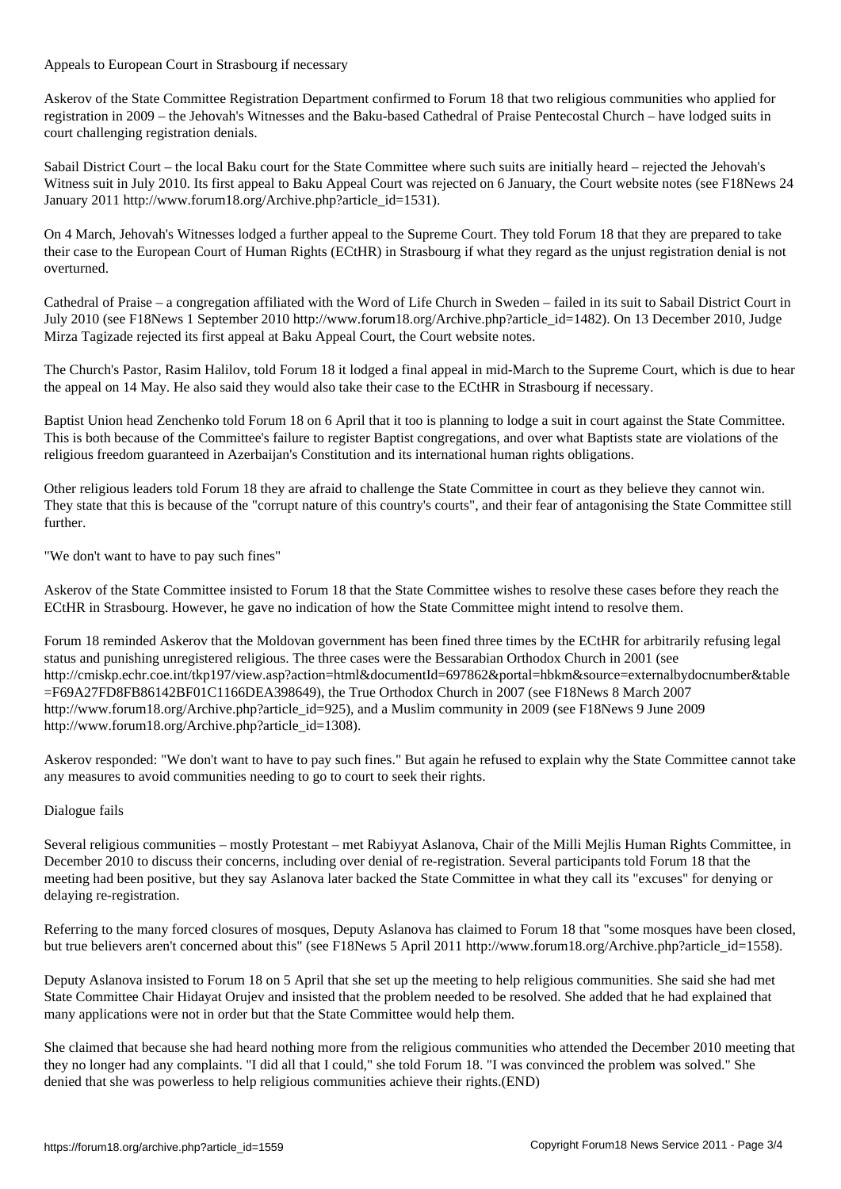## Appeals to European Court in Strasbourg if necessary

Askerov of the State Committee Registration Department confirmed to Forum 18 that two religious communities who applied for registration in 2009 – the Jehovah's Witnesses and the Baku-based Cathedral of Praise Pentecostal Church – have lodged suits in court challenging registration denials.

Sabail District Court – the local Baku court for the State Committee where such suits are initially heard – rejected the Jehovah's Witness suit in July 2010. Its first appeal to Baku Appeal Court was rejected on 6 January, the Court website notes (see F18News 24 January 2011 http://www.forum18.org/Archive.php?article_id=1531).

On 4 March, Jehovah's Witnesses lodged a further appeal to the Supreme Court. They told Forum 18 that they are prepared to take their case to the European Court of Human Rights (ECtHR) in Strasbourg if what they regard as the unjust registration denial is not overturned.

Cathedral of Praise – a congregation affiliated with the Word of Life Church in Sweden – failed in its suit to Sabail District Court in July 2010 (see F18News 1 September 2010 http://www.forum18.org/Archive.php?article_id=1482). On 13 December 2010, Judge Mirza Tagizade rejected its first appeal at Baku Appeal Court, the Court website notes.

The Church's Pastor, Rasim Halilov, told Forum 18 it lodged a final appeal in mid-March to the Supreme Court, which is due to hear the appeal on 14 May. He also said they would also take their case to the ECtHR in Strasbourg if necessary.

Baptist Union head Zenchenko told Forum 18 on 6 April that it too is planning to lodge a suit in court against the State Committee. This is both because of the Committee's failure to register Baptist congregations, and over what Baptists state are violations of the religious freedom guaranteed in Azerbaijan's Constitution and its international human rights obligations.

Other religious leaders told Forum 18 they are afraid to challenge the State Committee in court as they believe they cannot win. They state that this is because of the "corrupt nature of this country's courts", and their fear of antagonising the State Committee still further.

## "We don't want to have to pay such fines"

Askerov of the State Committee insisted to Forum 18 that the State Committee wishes to resolve these cases before they reach the ECtHR in Strasbourg. However, he gave no indication of how the State Committee might intend to resolve them.

Forum 18 reminded Askerov that the Moldovan government has been fined three times by the ECtHR for arbitrarily refusing legal status and punishing unregistered religious. The three cases were the Bessarabian Orthodox Church in 2001 (see http://cmiskp.echr.coe.int/tkp197/view.asp?action=html&documentId=697862&portal=hbkm&source=externalbydocnumber&table=F69A27FD8FB86142BF01C1166DEA398649), the True Orthodox Church in 2007 (see F18News 8 March 2007 http://www.forum18.org/Archive.php?article_id=925), and a Muslim community in 2009 (see F18News 9 June 2009 http://www.forum18.org/Archive.php?article_id=1308).

Askerov responded: "We don't want to have to pay such fines." But again he refused to explain why the State Committee cannot take any measures to avoid communities needing to go to court to seek their rights.

## Dialogue fails

Several religious communities – mostly Protestant – met Rabiyyat Aslanova, Chair of the Milli Mejlis Human Rights Committee, in December 2010 to discuss their concerns, including over denial of re-registration. Several participants told Forum 18 that the meeting had been positive, but they say Aslanova later backed the State Committee in what they call its "excuses" for denying or delaying re-registration.

Referring to the many forced closures of mosques, Deputy Aslanova has claimed to Forum 18 that "some mosques have been closed, but true believers aren't concerned about this" (see F18News 5 April 2011 http://www.forum18.org/Archive.php?article_id=1558).

Deputy Aslanova insisted to Forum 18 on 5 April that she set up the meeting to help religious communities. She said she had met State Committee Chair Hidayat Orujev and insisted that the problem needed to be resolved. She added that he had explained that many applications were not in order but that the State Committee would help them.

She claimed that because she had heard nothing more from the religious communities who attended the December 2010 meeting that they no longer had any complaints. "I did all that I could," she told Forum 18. "I was convinced the problem was solved." She denied that she was powerless to help religious communities achieve their rights.(END)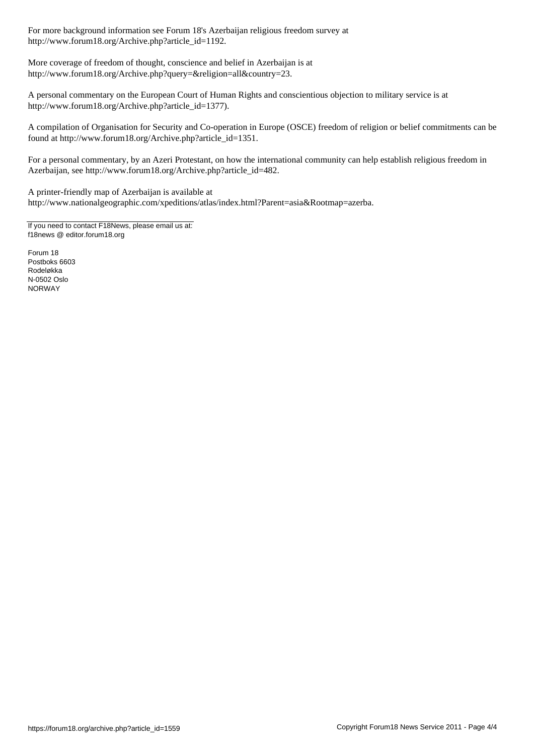For more background information see Forum 18's Azerbaijan religious freedom survey at http://www.forum18.org/Archive.php?article_id=1192.

More coverage of freedom of thought, conscience and belief in Azerbaijan is at http://www.forum18.org/Archive.php?query=&religion=all&country=23.

A personal commentary on the European Court of Human Rights and conscientious objection to military service is at http://www.forum18.org/Archive.php?article_id=1377).

A compilation of Organisation for Security and Co-operation in Europe (OSCE) freedom of religion or belief commitments can be found at http://www.forum18.org/Archive.php?article_id=1351.

For a personal commentary, by an Azeri Protestant, on how the international community can help establish religious freedom in Azerbaijan, see http://www.forum18.org/Archive.php?article_id=482.

A printer-friendly map of Azerbaijan is available at http://www.nationalgeographic.com/xpeditions/atlas/index.html?Parent=asia&Rootmap=azerba.

---

If you need to contact F18News, please email us at:
f18news @ editor.forum18.org

Forum 18
Postboks 6603
Rodeløkka
N-0502 Oslo
NORWAY